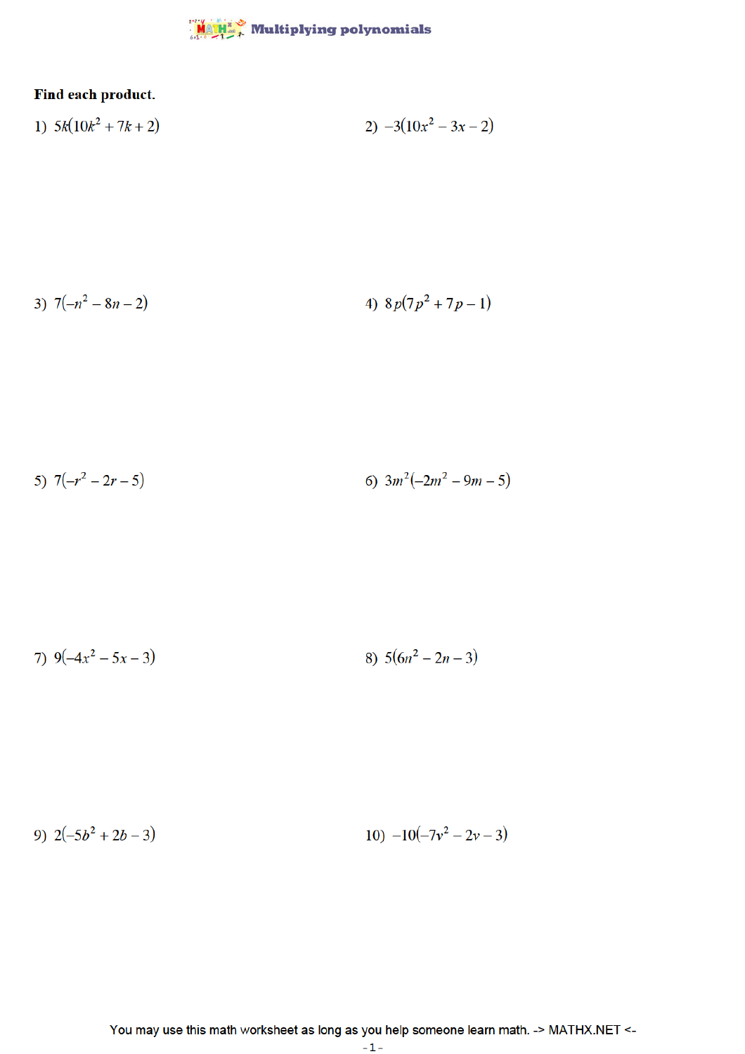# Multiplying polynomials

**Find each product.**

1) $5k(10k^2 + 7k + 2)$

2) $-3(10x^2 - 3x - 2)$

3) $7(-n^2 - 8n - 2)$

4) $8p(7p^2 + 7p - 1)$

5) $7(-r^2 - 2r - 5)$

6) $3m^2(-2m^2 - 9m - 5)$

7) $9(-4x^2 - 5x - 3)$

8) $5(6n^2 - 2n - 3)$

9) $2(-5b^2 + 2b - 3)$

10) $-10(-7v^2 - 2v - 3)$

You may use this math worksheet as long as you help someone learn math. -> MATHX.NET <-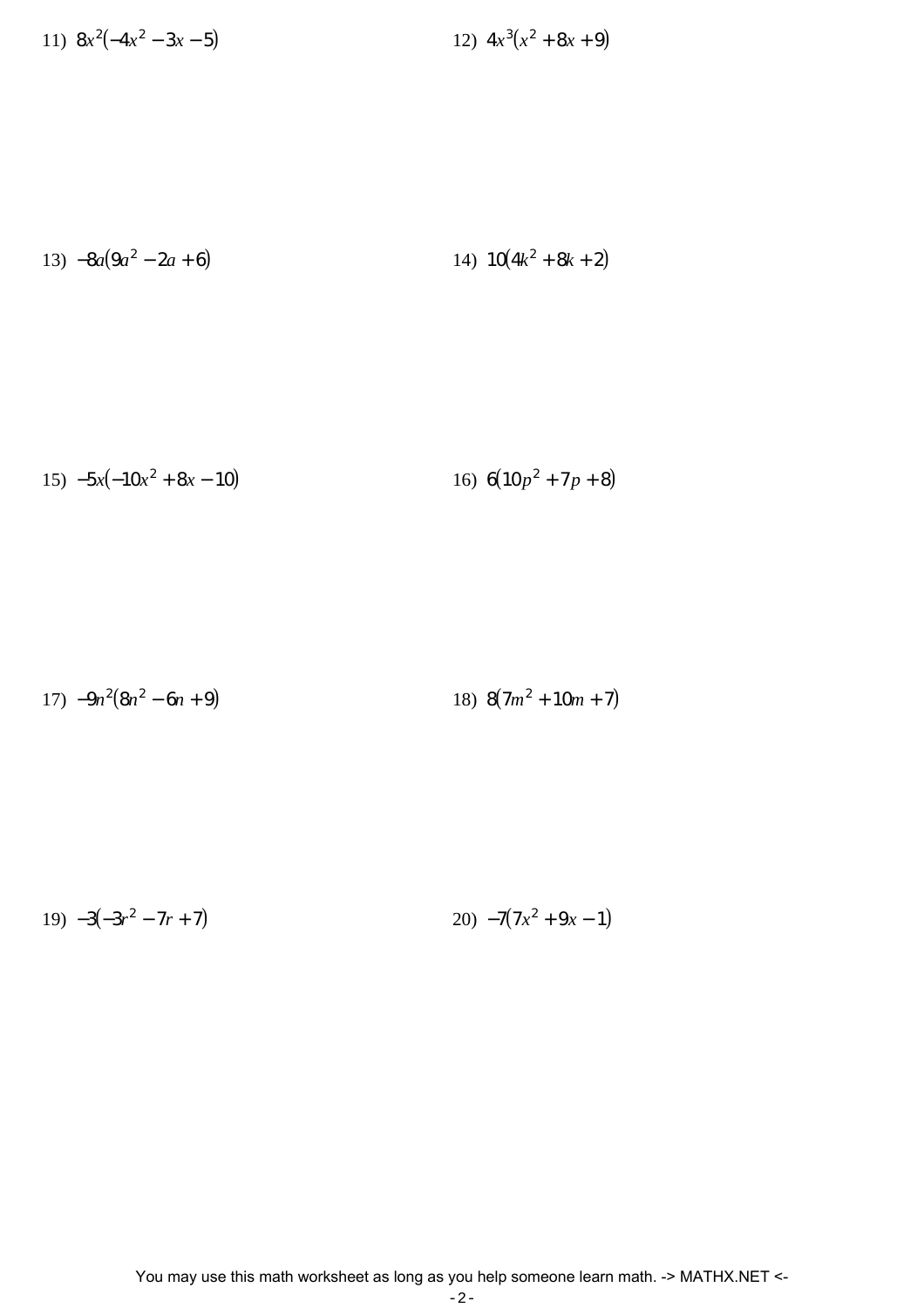11) $8x^2(-4x^2 - 3x - 5)$

12) $4x^3(x^2 + 8x + 9)$

13) $-8a(9a^2 - 2a + 6)$

14) $10(4k^2 + 8k + 2)$

15) $-5x(-10x^2 + 8x - 10)$

16) $6(10p^2 + 7p + 8)$

17) $-9n^2(8n^2 - 6n + 9)$

18) $8(7m^2 + 10m + 7)$

19) $-3(-3r^2 - 7r + 7)$

20) $-7(7x^2 + 9x - 1)$

You may use this math worksheet as long as you help someone learn math. -> MATHX.NET <-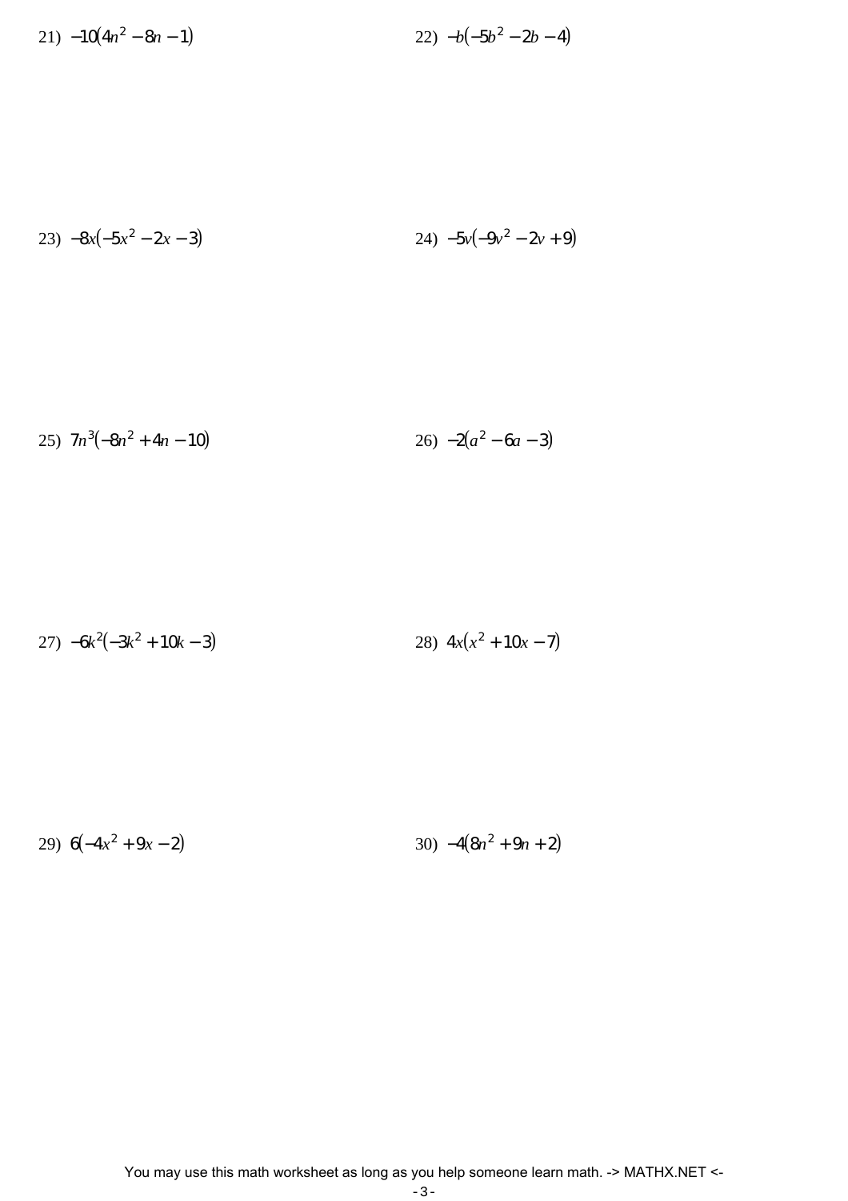21) $-10(4n^2 - 8n - 1)$

22) $-b(-5b^2 - 2b - 4)$

23) $-8x(-5x^2 - 2x - 3)$

24) $-5v(-9v^2 - 2v + 9)$

25) $7n^3(-8n^2 + 4n - 10)$

26) $-2(a^2 - 6a - 3)$

27) $-6k^2(-3k^2 + 10k - 3)$

28) $4x(x^2 + 10x - 7)$

29) $6(-4x^2 + 9x - 2)$

30) $-4(8n^2 + 9n + 2)$

You may use this math worksheet as long as you help someone learn math. -> MATHX.NET <-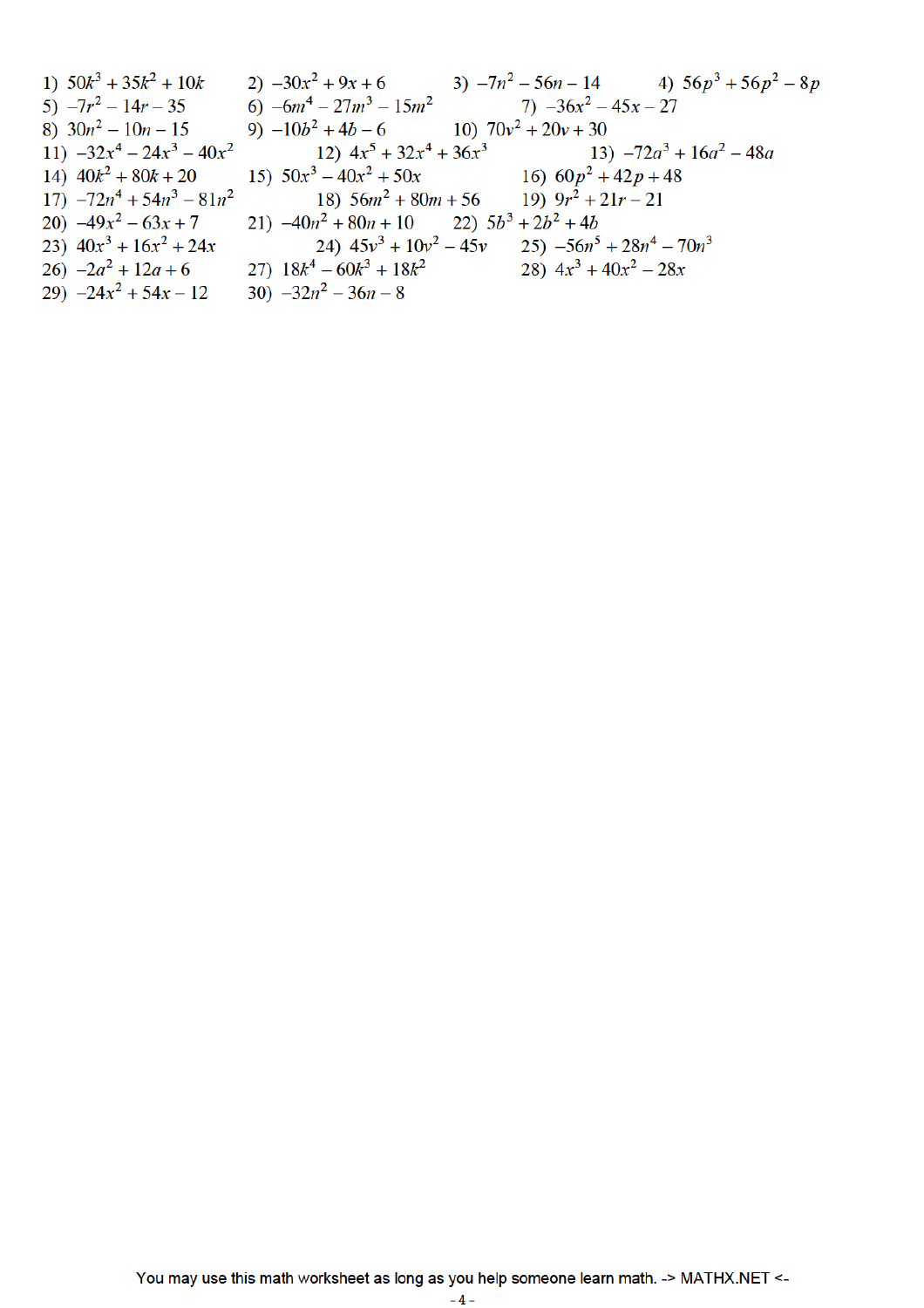1) $50k^3 + 35k^2 + 10k$
2) $-30x^2 + 9x + 6$
3) $-7n^2 - 56n - 14$
4) $56p^3 + 56p^2 - 8p$
5) $-7r^2 - 14r - 35$
6) $-6m^4 - 27m^3 - 15m^2$
7) $-36x^2 - 45x - 27$
8) $30n^2 - 10n - 15$
9) $-10b^2 + 4b - 6$
10) $70v^2 + 20v + 30$
11) $-32x^4 - 24x^3 - 40x^2$
12) $4x^5 + 32x^4 + 36x^3$
13) $-72a^3 + 16a^2 - 48a$
14) $40k^2 + 80k + 20$
15) $50x^3 - 40x^2 + 50x$
16) $60p^2 + 42p + 48$
17) $-72n^4 + 54n^3 - 81n^2$
18) $56m^2 + 80m + 56$
19) $9r^2 + 21r - 21$
20) $-49x^2 - 63x + 7$
21) $-40n^2 + 80n + 10$
22) $5b^3 + 2b^2 + 4b$
23) $40x^3 + 16x^2 + 24x$
24) $45v^3 + 10v^2 - 45v$
25) $-56n^5 + 28n^4 - 70n^3$
26) $-2a^2 + 12a + 6$
27) $18k^4 - 60k^3 + 18k^2$
28) $4x^3 + 40x^2 - 28x$
29) $-24x^2 + 54x - 12$
30) $-32n^2 - 36n - 8$

You may use this math worksheet as long as you help someone learn math. -> MATHX.NET <-